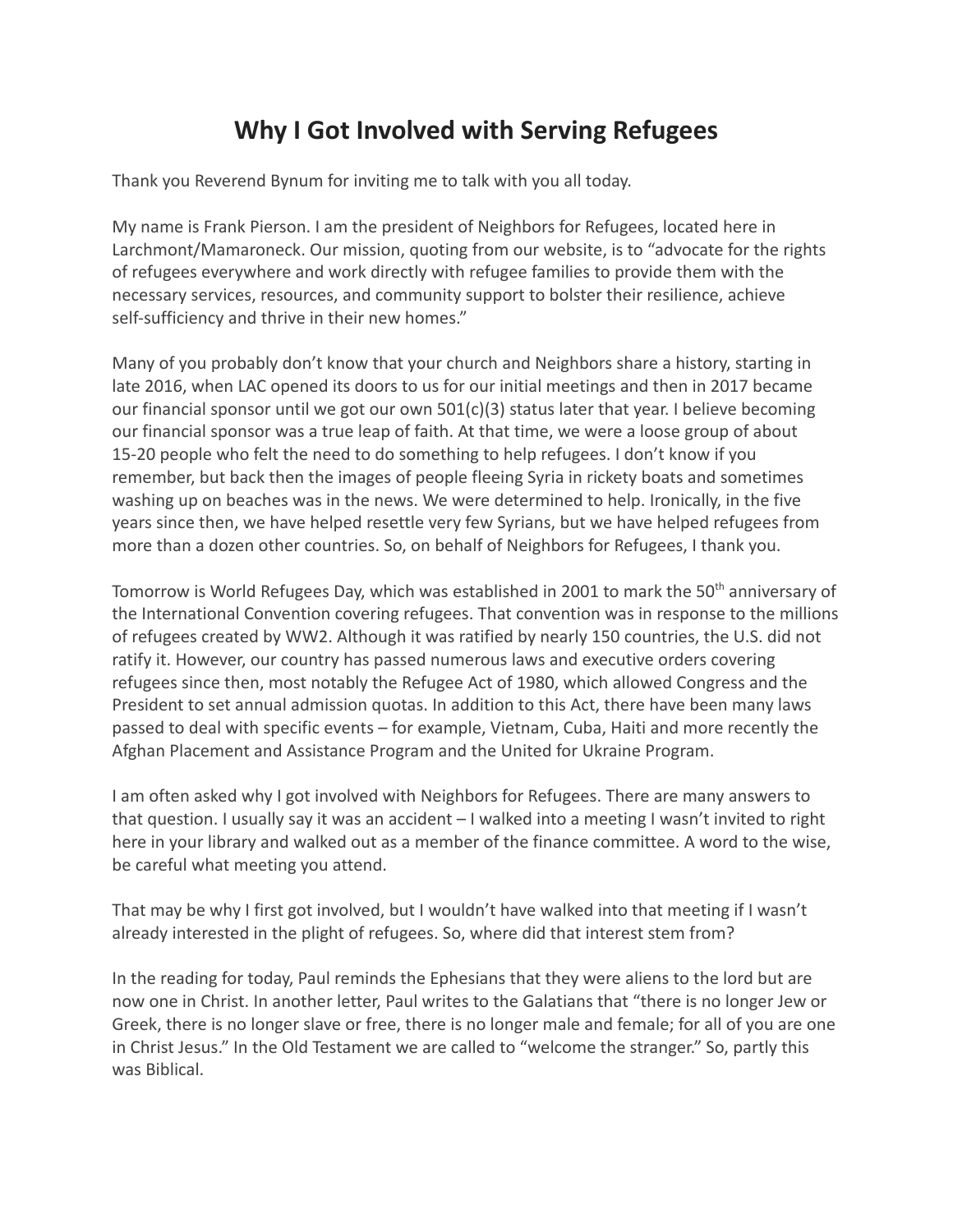# Why I Got Involved with Serving Refugees

Thank you Reverend Bynum for inviting me to talk with you all today.

My name is Frank Pierson. I am the president of Neighbors for Refugees, located here in Larchmont/Mamaroneck. Our mission, quoting from our website, is to "advocate for the rights of refugees everywhere and work directly with refugee families to provide them with the necessary services, resources, and community support to bolster their resilience, achieve self-sufficiency and thrive in their new homes."

Many of you probably don't know that your church and Neighbors share a history, starting in late 2016, when LAC opened its doors to us for our initial meetings and then in 2017 became our financial sponsor until we got our own 501(c)(3) status later that year. I believe becoming our financial sponsor was a true leap of faith. At that time, we were a loose group of about 15-20 people who felt the need to do something to help refugees. I don't know if you remember, but back then the images of people fleeing Syria in rickety boats and sometimes washing up on beaches was in the news. We were determined to help. Ironically, in the five years since then, we have helped resettle very few Syrians, but we have helped refugees from more than a dozen other countries. So, on behalf of Neighbors for Refugees, I thank you.

Tomorrow is World Refugees Day, which was established in 2001 to mark the 50th anniversary of the International Convention covering refugees. That convention was in response to the millions of refugees created by WW2. Although it was ratified by nearly 150 countries, the U.S. did not ratify it. However, our country has passed numerous laws and executive orders covering refugees since then, most notably the Refugee Act of 1980, which allowed Congress and the President to set annual admission quotas. In addition to this Act, there have been many laws passed to deal with specific events – for example, Vietnam, Cuba, Haiti and more recently the Afghan Placement and Assistance Program and the United for Ukraine Program.

I am often asked why I got involved with Neighbors for Refugees. There are many answers to that question. I usually say it was an accident – I walked into a meeting I wasn't invited to right here in your library and walked out as a member of the finance committee. A word to the wise, be careful what meeting you attend.

That may be why I first got involved, but I wouldn't have walked into that meeting if I wasn't already interested in the plight of refugees. So, where did that interest stem from?

In the reading for today, Paul reminds the Ephesians that they were aliens to the lord but are now one in Christ. In another letter, Paul writes to the Galatians that "there is no longer Jew or Greek, there is no longer slave or free, there is no longer male and female; for all of you are one in Christ Jesus." In the Old Testament we are called to "welcome the stranger." So, partly this was Biblical.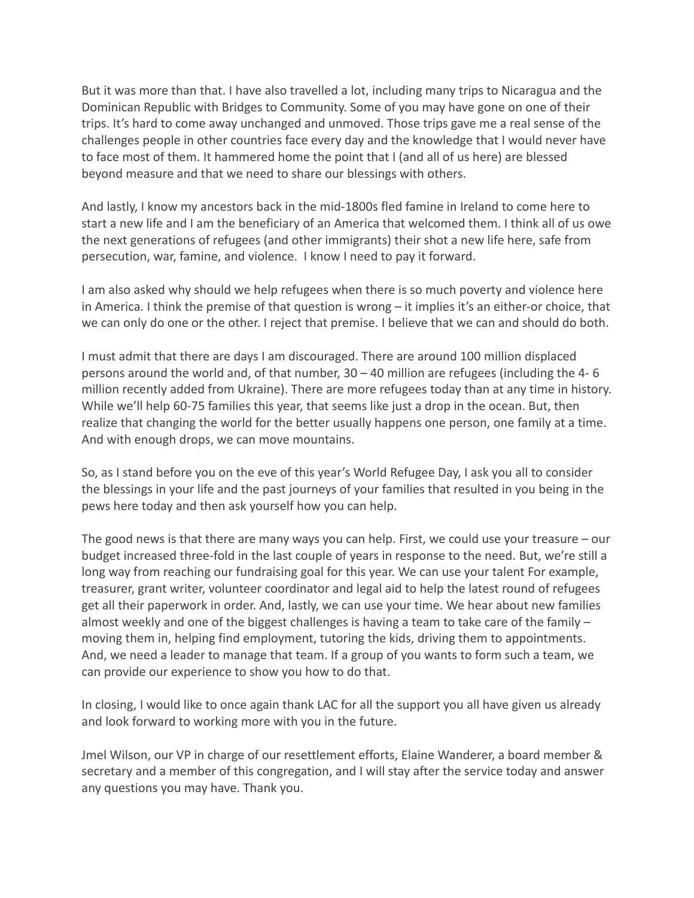But it was more than that. I have also travelled a lot, including many trips to Nicaragua and the Dominican Republic with Bridges to Community. Some of you may have gone on one of their trips. It's hard to come away unchanged and unmoved. Those trips gave me a real sense of the challenges people in other countries face every day and the knowledge that I would never have to face most of them. It hammered home the point that I (and all of us here) are blessed beyond measure and that we need to share our blessings with others.

And lastly, I know my ancestors back in the mid-1800s fled famine in Ireland to come here to start a new life and I am the beneficiary of an America that welcomed them. I think all of us owe the next generations of refugees (and other immigrants) their shot a new life here, safe from persecution, war, famine, and violence. I know I need to pay it forward.

I am also asked why should we help refugees when there is so much poverty and violence here in America. I think the premise of that question is wrong – it implies it's an either-or choice, that we can only do one or the other. I reject that premise. I believe that we can and should do both.

I must admit that there are days I am discouraged. There are around 100 million displaced persons around the world and, of that number, 30 – 40 million are refugees (including the 4- 6 million recently added from Ukraine). There are more refugees today than at any time in history. While we'll help 60-75 families this year, that seems like just a drop in the ocean. But, then realize that changing the world for the better usually happens one person, one family at a time. And with enough drops, we can move mountains.

So, as I stand before you on the eve of this year's World Refugee Day, I ask you all to consider the blessings in your life and the past journeys of your families that resulted in you being in the pews here today and then ask yourself how you can help.

The good news is that there are many ways you can help. First, we could use your treasure – our budget increased three-fold in the last couple of years in response to the need. But, we're still a long way from reaching our fundraising goal for this year. We can use your talent For example, treasurer, grant writer, volunteer coordinator and legal aid to help the latest round of refugees get all their paperwork in order. And, lastly, we can use your time. We hear about new families almost weekly and one of the biggest challenges is having a team to take care of the family – moving them in, helping find employment, tutoring the kids, driving them to appointments. And, we need a leader to manage that team. If a group of you wants to form such a team, we can provide our experience to show you how to do that.

In closing, I would like to once again thank LAC for all the support you all have given us already and look forward to working more with you in the future.

Jmel Wilson, our VP in charge of our resettlement efforts, Elaine Wanderer, a board member & secretary and a member of this congregation, and I will stay after the service today and answer any questions you may have. Thank you.